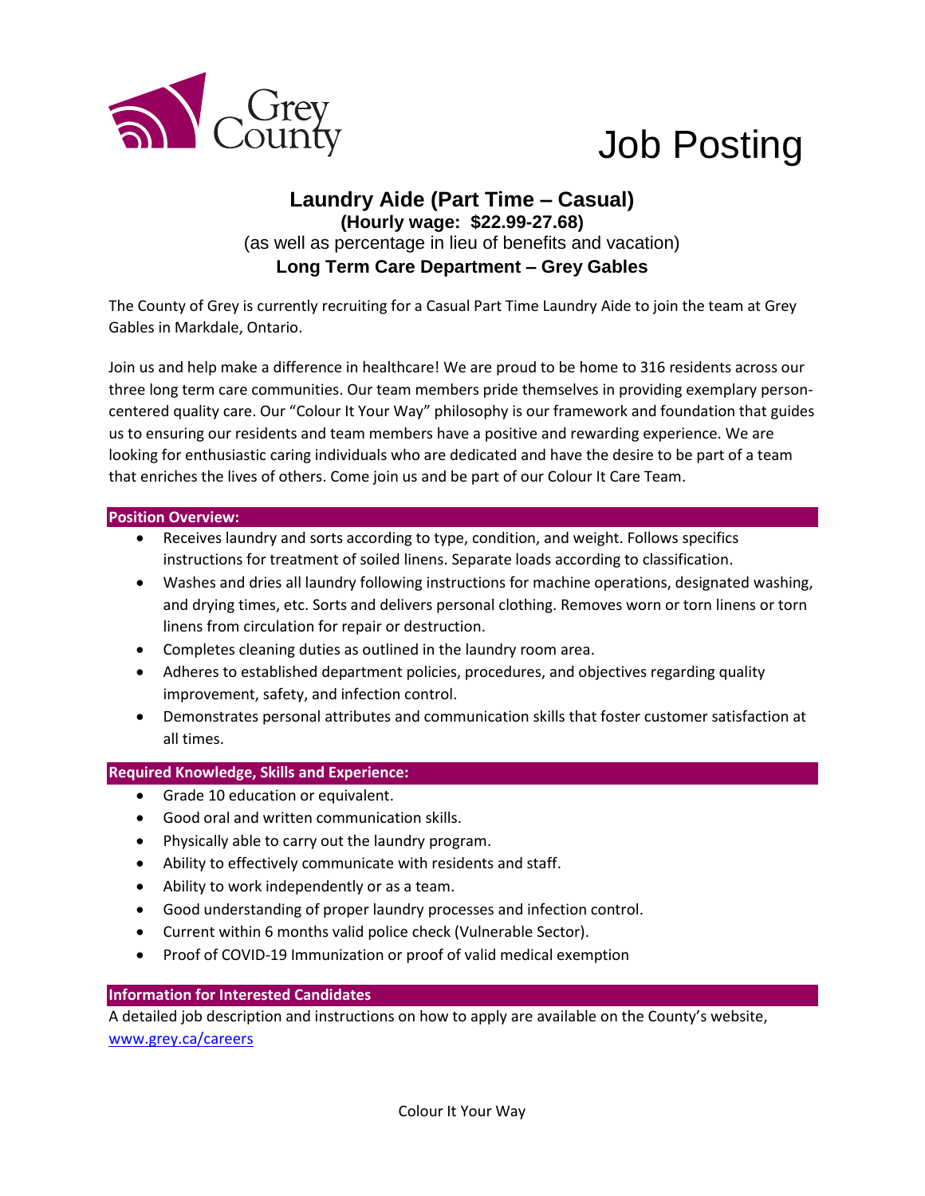Grey County

# Job Posting

## Laundry Aide (Part Time – Casual)

**(Hourly wage: $22.99-27.68)**

(as well as percentage in lieu of benefits and vacation)

**Long Term Care Department – Grey Gables**

The County of Grey is currently recruiting for a Casual Part Time Laundry Aide to join the team at Grey Gables in Markdale, Ontario.

Join us and help make a difference in healthcare! We are proud to be home to 316 residents across our three long term care communities. Our team members pride themselves in providing exemplary person-centered quality care. Our "Colour It Your Way" philosophy is our framework and foundation that guides us to ensuring our residents and team members have a positive and rewarding experience. We are looking for enthusiastic caring individuals who are dedicated and have the desire to be part of a team that enriches the lives of others. Come join us and be part of our Colour It Care Team.

### Position Overview:

- Receives laundry and sorts according to type, condition, and weight. Follows specifics instructions for treatment of soiled linens. Separate loads according to classification.
- Washes and dries all laundry following instructions for machine operations, designated washing, and drying times, etc. Sorts and delivers personal clothing. Removes worn or torn linens or torn linens from circulation for repair or destruction.
- Completes cleaning duties as outlined in the laundry room area.
- Adheres to established department policies, procedures, and objectives regarding quality improvement, safety, and infection control.
- Demonstrates personal attributes and communication skills that foster customer satisfaction at all times.

### Required Knowledge, Skills and Experience:

- Grade 10 education or equivalent.
- Good oral and written communication skills.
- Physically able to carry out the laundry program.
- Ability to effectively communicate with residents and staff.
- Ability to work independently or as a team.
- Good understanding of proper laundry processes and infection control.
- Current within 6 months valid police check (Vulnerable Sector).
- Proof of COVID-19 Immunization or proof of valid medical exemption

### Information for Interested Candidates

A detailed job description and instructions on how to apply are available on the County's website, [www.grey.ca/careers](http://www.grey.ca/careers)

Colour It Your Way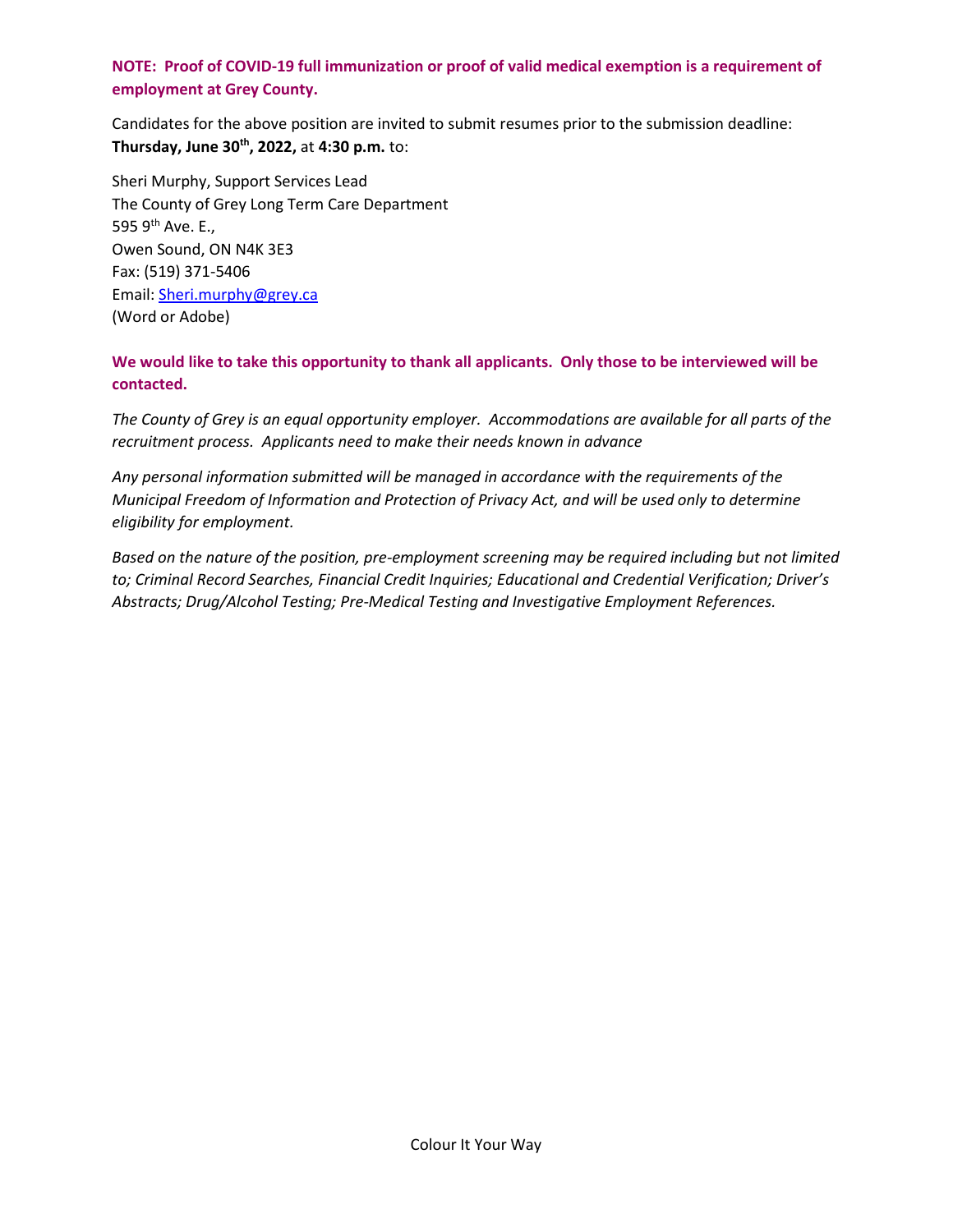**NOTE: Proof of COVID-19 full immunization or proof of valid medical exemption is a requirement of employment at Grey County.**

Candidates for the above position are invited to submit resumes prior to the submission deadline: **Thursday, June 30th, 2022,** at **4:30 p.m.** to:

Sheri Murphy, Support Services Lead
The County of Grey Long Term Care Department
595 9th Ave. E.,
Owen Sound, ON N4K 3E3
Fax: (519) 371-5406
Email: Sheri.murphy@grey.ca
(Word or Adobe)

**We would like to take this opportunity to thank all applicants. Only those to be interviewed will be contacted.**

*The County of Grey is an equal opportunity employer. Accommodations are available for all parts of the recruitment process. Applicants need to make their needs known in advance*

*Any personal information submitted will be managed in accordance with the requirements of the Municipal Freedom of Information and Protection of Privacy Act, and will be used only to determine eligibility for employment.*

*Based on the nature of the position, pre-employment screening may be required including but not limited to; Criminal Record Searches, Financial Credit Inquiries; Educational and Credential Verification; Driver's Abstracts; Drug/Alcohol Testing; Pre-Medical Testing and Investigative Employment References.*